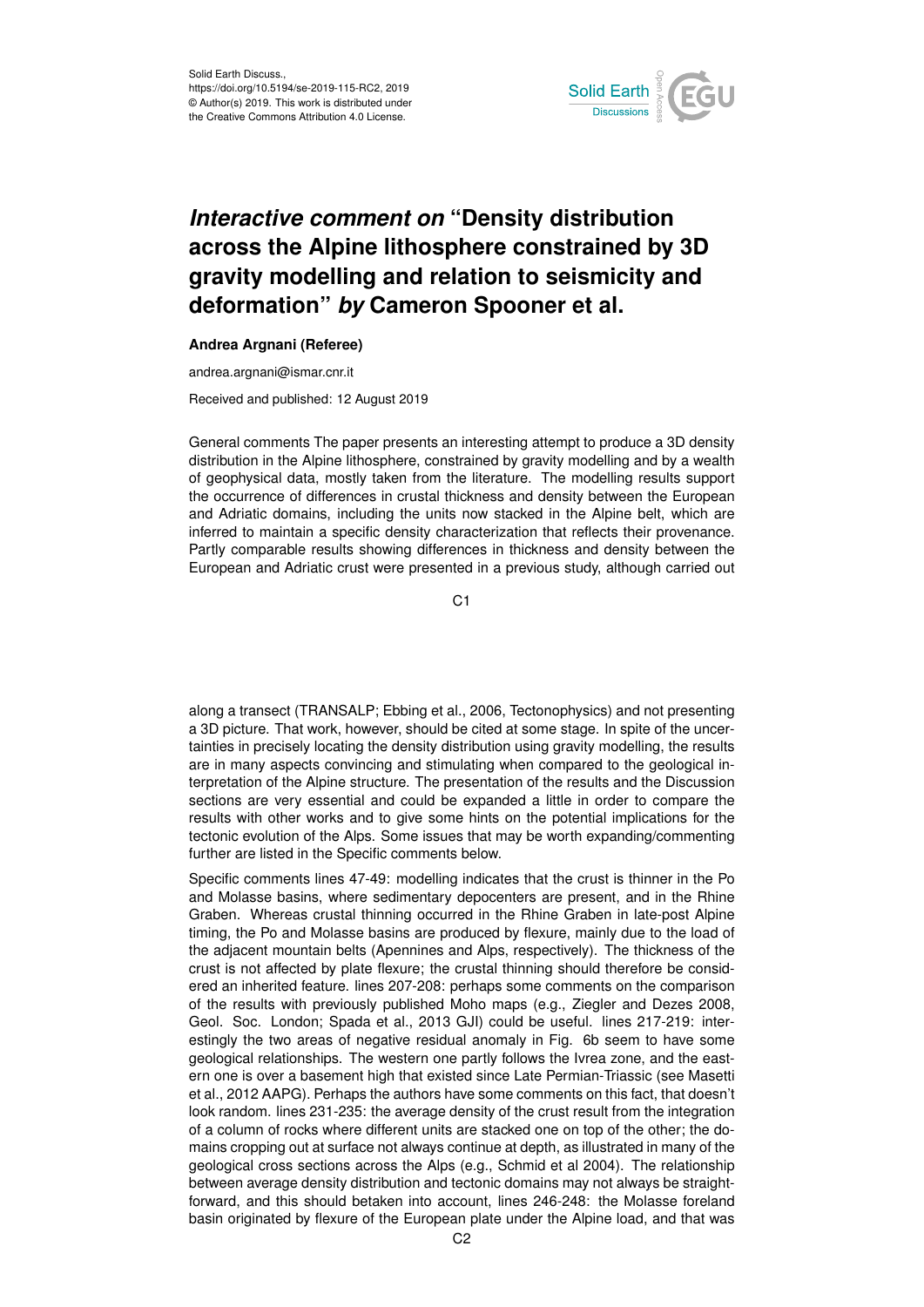# *Interactive comment on* "Density distribution across the Alpine lithosphere constrained by 3D gravity modelling and relation to seismicity and deformation" *by* Cameron Spooner et al.

**Andrea Argnani (Referee)**

andrea.argnani@ismar.cnr.it

Received and published: 12 August 2019

General comments The paper presents an interesting attempt to produce a 3D density distribution in the Alpine lithosphere, constrained by gravity modelling and by a wealth of geophysical data, mostly taken from the literature. The modelling results support the occurrence of differences in crustal thickness and density between the European and Adriatic domains, including the units now stacked in the Alpine belt, which are inferred to maintain a specific density characterization that reflects their provenance. Partly comparable results showing differences in thickness and density between the European and Adriatic crust were presented in a previous study, although carried out along a transect (TRANSALP; Ebbing et al., 2006, Tectonophysics) and not presenting a 3D picture. That work, however, should be cited at some stage. In spite of the uncertainties in precisely locating the density distribution using gravity modelling, the results are in many aspects convincing and stimulating when compared to the geological interpretation of the Alpine structure. The presentation of the results and the Discussion sections are very essential and could be expanded a little in order to compare the results with other works and to give some hints on the potential implications for the tectonic evolution of the Alps. Some issues that may be worth expanding/commenting further are listed in the Specific comments below.

Specific comments lines 47-49: modelling indicates that the crust is thinner in the Po and Molasse basins, where sedimentary depocenters are present, and in the Rhine Graben. Whereas crustal thinning occurred in the Rhine Graben in late-post Alpine timing, the Po and Molasse basins are produced by flexure, mainly due to the load of the adjacent mountain belts (Apennines and Alps, respectively). The thickness of the crust is not affected by plate flexure; the crustal thinning should therefore be considered an inherited feature. lines 207-208: perhaps some comments on the comparison of the results with previously published Moho maps (e.g., Ziegler and Dezes 2008, Geol. Soc. London; Spada et al., 2013 GJI) could be useful. lines 217-219: interestingly the two areas of negative residual anomaly in Fig. 6b seem to have some geological relationships. The western one partly follows the Ivrea zone, and the eastern one is over a basement high that existed since Late Permian-Triassic (see Masetti et al., 2012 AAPG). Perhaps the authors have some comments on this fact, that doesn't look random. lines 231-235: the average density of the crust result from the integration of a column of rocks where different units are stacked one on top of the other; the domains cropping out at surface not always continue at depth, as illustrated in many of the geological cross sections across the Alps (e.g., Schmid et al 2004). The relationship between average density distribution and tectonic domains may not always be straightforward, and this should betaken into account, lines 246-248: the Molasse foreland basin originated by flexure of the European plate under the Alpine load, and that was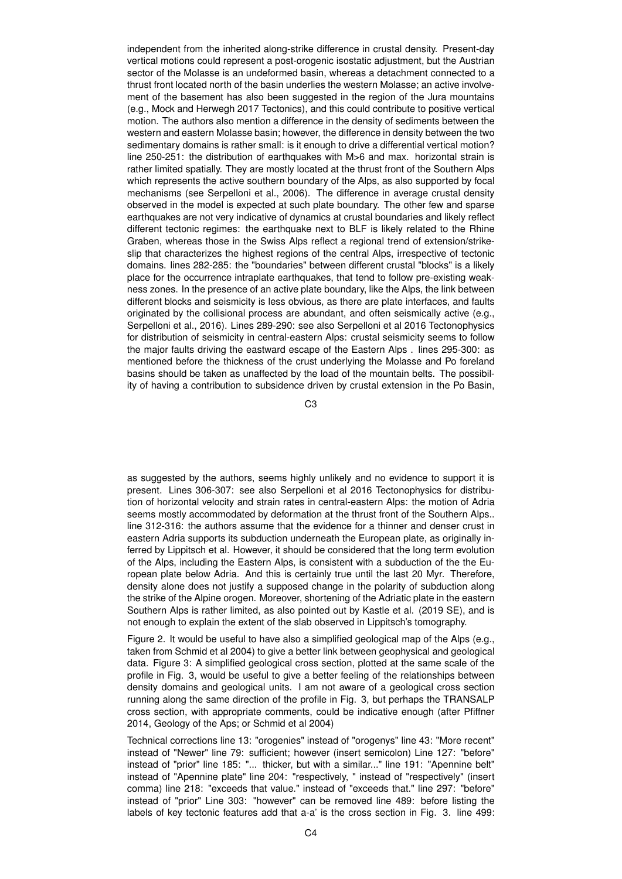independent from the inherited along-strike difference in crustal density. Present-day vertical motions could represent a post-orogenic isostatic adjustment, but the Austrian sector of the Molasse is an undeformed basin, whereas a detachment connected to a thrust front located north of the basin underlies the western Molasse; an active involvement of the basement has also been suggested in the region of the Jura mountains (e.g., Mock and Herwegh 2017 Tectonics), and this could contribute to positive vertical motion. The authors also mention a difference in the density of sediments between the western and eastern Molasse basin; however, the difference in density between the two sedimentary domains is rather small: is it enough to drive a differential vertical motion? line 250-251: the distribution of earthquakes with M>6 and max. horizontal strain is rather limited spatially. They are mostly located at the thrust front of the Southern Alps which represents the active southern boundary of the Alps, as also supported by focal mechanisms (see Serpelloni et al., 2006). The difference in average crustal density observed in the model is expected at such plate boundary. The other few and sparse earthquakes are not very indicative of dynamics at crustal boundaries and likely reflect different tectonic regimes: the earthquake next to BLF is likely related to the Rhine Graben, whereas those in the Swiss Alps reflect a regional trend of extension/strike-slip that characterizes the highest regions of the central Alps, irrespective of tectonic domains. lines 282-285: the "boundaries" between different crustal "blocks" is a likely place for the occurrence intraplate earthquakes, that tend to follow pre-existing weakness zones. In the presence of an active plate boundary, like the Alps, the link between different blocks and seismicity is less obvious, as there are plate interfaces, and faults originated by the collisional process are abundant, and often seismically active (e.g., Serpelloni et al., 2016). Lines 289-290: see also Serpelloni et al 2016 Tectonophysics for distribution of seismicity in central-eastern Alps: crustal seismicity seems to follow the major faults driving the eastward escape of the Eastern Alps . lines 295-300: as mentioned before the thickness of the crust underlying the Molasse and Po foreland basins should be taken as unaffected by the load of the mountain belts. The possibility of having a contribution to subsidence driven by crustal extension in the Po Basin, as suggested by the authors, seems highly unlikely and no evidence to support it is present. Lines 306-307: see also Serpelloni et al 2016 Tectonophysics for distribution of horizontal velocity and strain rates in central-eastern Alps: the motion of Adria seems mostly accommodated by deformation at the thrust front of the Southern Alps.. line 312-316: the authors assume that the evidence for a thinner and denser crust in eastern Adria supports its subduction underneath the European plate, as originally inferred by Lippitsch et al. However, it should be considered that the long term evolution of the Alps, including the Eastern Alps, is consistent with a subduction of the the European plate below Adria. And this is certainly true until the last 20 Myr. Therefore, density alone does not justify a supposed change in the polarity of subduction along the strike of the Alpine orogen. Moreover, shortening of the Adriatic plate in the eastern Southern Alps is rather limited, as also pointed out by Kastle et al. (2019 SE), and is not enough to explain the extent of the slab observed in Lippitsch's tomography.

Figure 2. It would be useful to have also a simplified geological map of the Alps (e.g., taken from Schmid et al 2004) to give a better link between geophysical and geological data. Figure 3: A simplified geological cross section, plotted at the same scale of the profile in Fig. 3, would be useful to give a better feeling of the relationships between density domains and geological units. I am not aware of a geological cross section running along the same direction of the profile in Fig. 3, but perhaps the TRANSALP cross section, with appropriate comments, could be indicative enough (after Pfiffner 2014, Geology of the Aps; or Schmid et al 2004)

Technical corrections line 13: "orogenies" instead of "orogenys" line 43: "More recent" instead of "Newer" line 79: sufficient; however (insert semicolon) Line 127: "before" instead of "prior" line 185: "... thicker, but with a similar..." line 191: "Apennine belt" instead of "Apennine plate" line 204: "respectively, " instead of "respectively" (insert comma) line 218: "exceeds that value." instead of "exceeds that." line 297: "before" instead of "prior" Line 303: "however" can be removed line 489: before listing the labels of key tectonic features add that a-a' is the cross section in Fig. 3. line 499: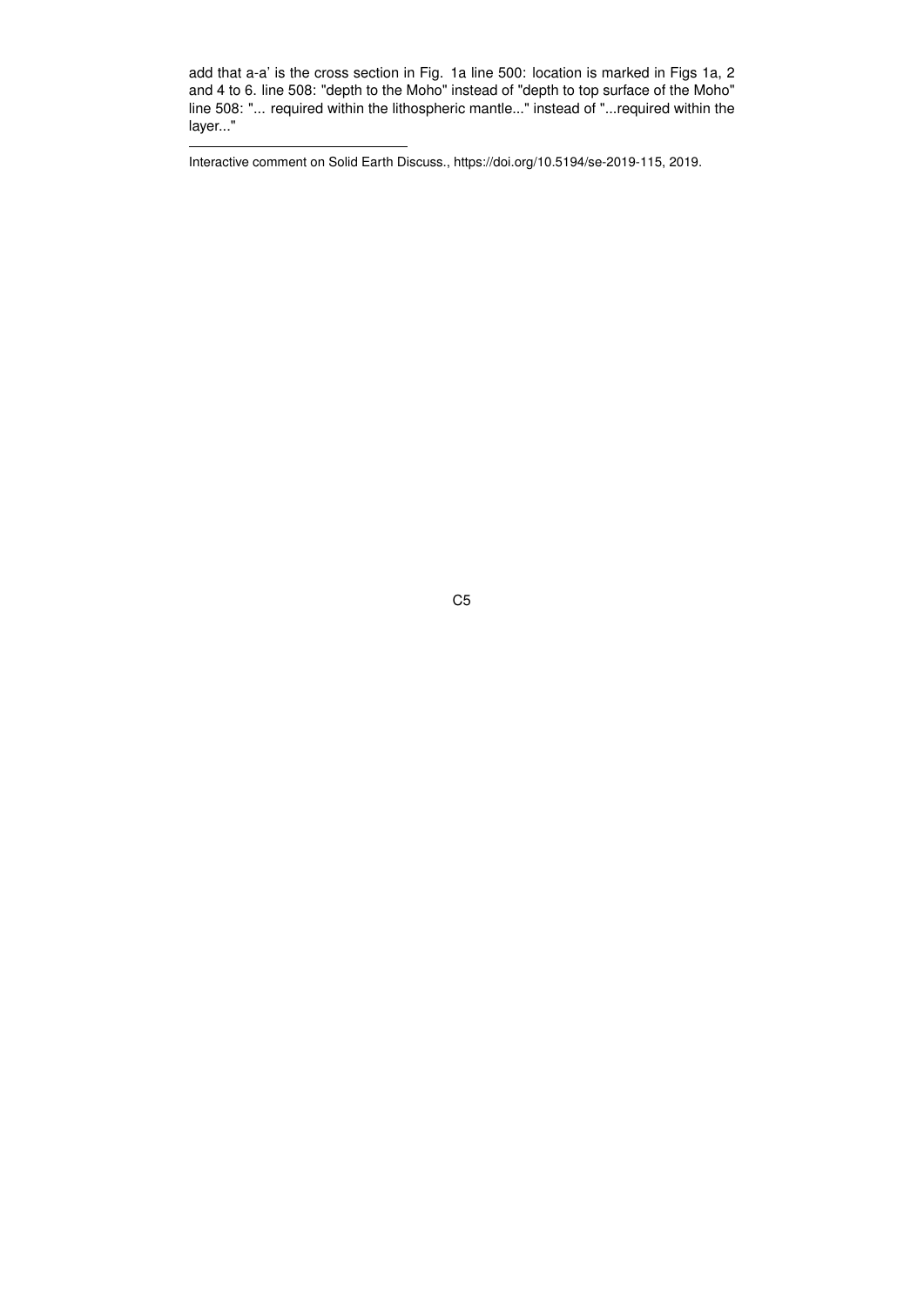add that a-a' is the cross section in Fig. 1a line 500: location is marked in Figs 1a, 2 and 4 to 6. line 508: "depth to the Moho" instead of "depth to top surface of the Moho" line 508: "... required within the lithospheric mantle..." instead of "...required within the layer..."

---

Interactive comment on Solid Earth Discuss., https://doi.org/10.5194/se-2019-115, 2019.